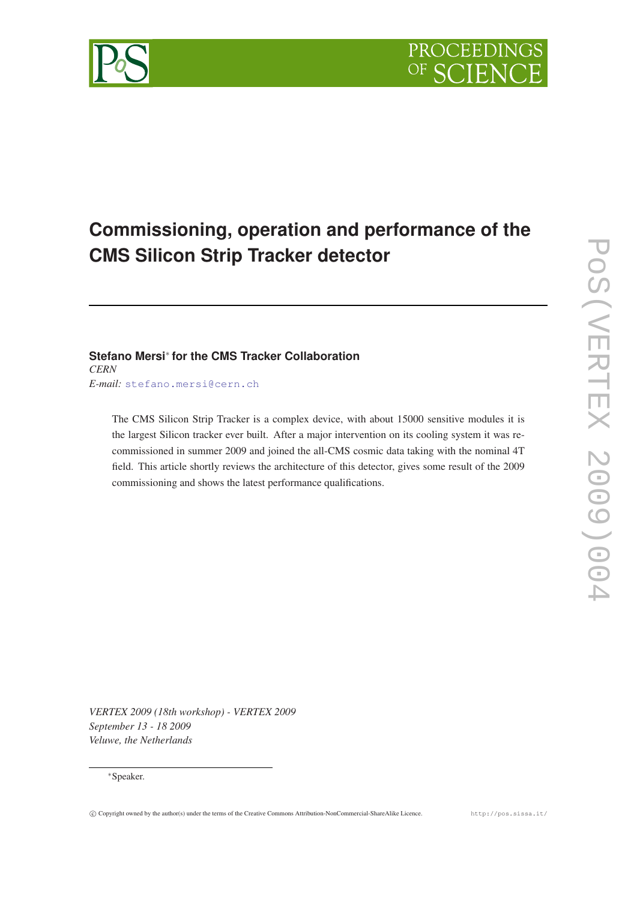# Commissioning, operation and performance of the CMS Silicon Strip Tracker detector

**Stefano Mersi*** **for the CMS Tracker Collaboration**
*CERN*
*E-mail:* stefano.mersi@cern.ch

The CMS Silicon Strip Tracker is a complex device, with about 15000 sensitive modules it is the largest Silicon tracker ever built. After a major intervention on its cooling system it was re-commissioned in summer 2009 and joined the all-CMS cosmic data taking with the nominal 4T field. This article shortly reviews the architecture of this detector, gives some result of the 2009 commissioning and shows the latest performance qualifications.

*VERTEX 2009 (18th workshop) - VERTEX 2009*
*September 13 - 18 2009*
*Veluwe, the Netherlands*

*Speaker.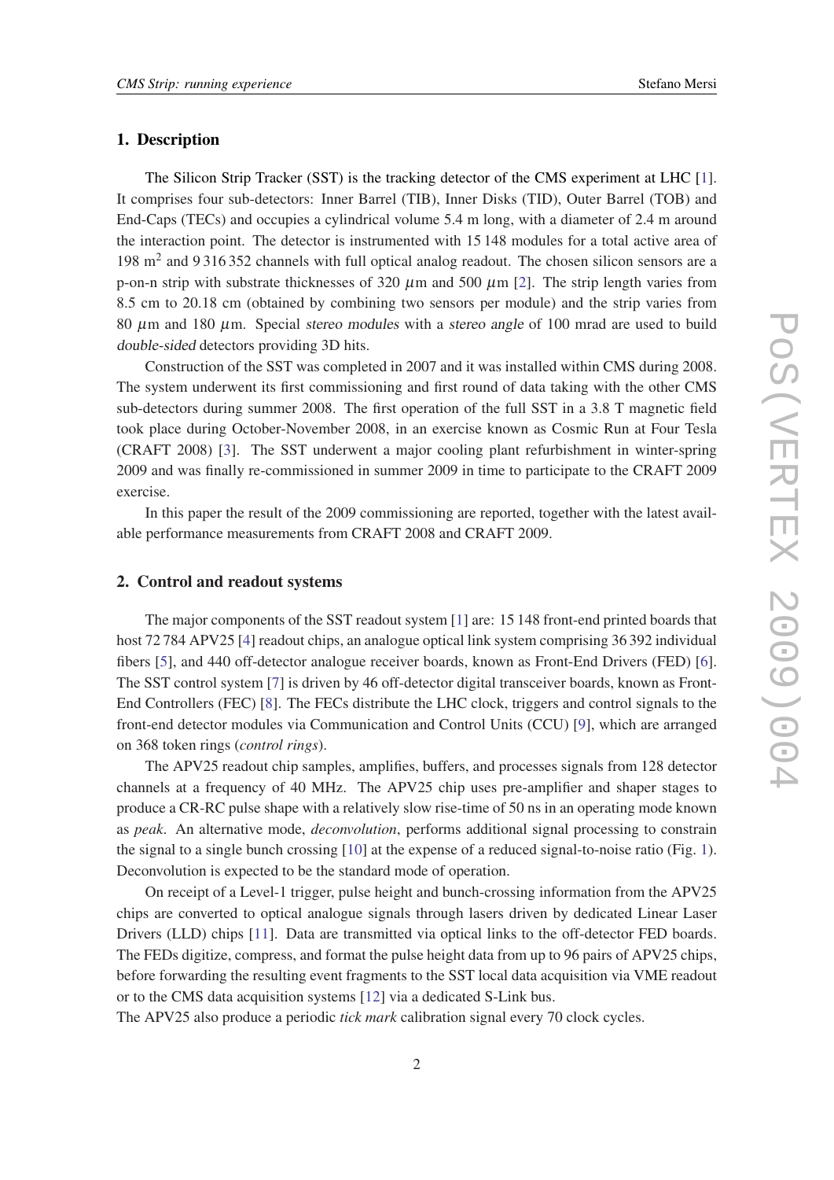## 1. Description

The Silicon Strip Tracker (SST) is the tracking detector of the CMS experiment at LHC [1]. It comprises four sub-detectors: Inner Barrel (TIB), Inner Disks (TID), Outer Barrel (TOB) and End-Caps (TECs) and occupies a cylindrical volume 5.4 m long, with a diameter of 2.4 m around the interaction point. The detector is instrumented with 15 148 modules for a total active area of 198 $m^2$ and 9 316 352 channels with full optical analog readout. The chosen silicon sensors are a p-on-n strip with substrate thicknesses of 320 $\mu$m and 500 $\mu$m [2]. The strip length varies from 8.5 cm to 20.18 cm (obtained by combining two sensors per module) and the strip varies from 80 $\mu$m and 180 $\mu$m. Special *stereo modules* with a *stereo angle* of 100 mrad are used to build *double-sided* detectors providing 3D hits.

Construction of the SST was completed in 2007 and it was installed within CMS during 2008. The system underwent its first commissioning and first round of data taking with the other CMS sub-detectors during summer 2008. The first operation of the full SST in a 3.8 T magnetic field took place during October-November 2008, in an exercise known as Cosmic Run at Four Tesla (CRAFT 2008) [3]. The SST underwent a major cooling plant refurbishment in winter-spring 2009 and was finally re-commissioned in summer 2009 in time to participate to the CRAFT 2009 exercise.

In this paper the result of the 2009 commissioning are reported, together with the latest available performance measurements from CRAFT 2008 and CRAFT 2009.

## 2. Control and readout systems

The major components of the SST readout system [1] are: 15 148 front-end printed boards that host 72 784 APV25 [4] readout chips, an analogue optical link system comprising 36 392 individual fibers [5], and 440 off-detector analogue receiver boards, known as Front-End Drivers (FED) [6]. The SST control system [7] is driven by 46 off-detector digital transceiver boards, known as Front-End Controllers (FEC) [8]. The FECs distribute the LHC clock, triggers and control signals to the front-end detector modules via Communication and Control Units (CCU) [9], which are arranged on 368 token rings (*control rings*).

The APV25 readout chip samples, amplifies, buffers, and processes signals from 128 detector channels at a frequency of 40 MHz. The APV25 chip uses pre-amplifier and shaper stages to produce a CR-RC pulse shape with a relatively slow rise-time of 50 ns in an operating mode known as *peak*. An alternative mode, *deconvolution*, performs additional signal processing to constrain the signal to a single bunch crossing [10] at the expense of a reduced signal-to-noise ratio (Fig. 1). Deconvolution is expected to be the standard mode of operation.

On receipt of a Level-1 trigger, pulse height and bunch-crossing information from the APV25 chips are converted to optical analogue signals through lasers driven by dedicated Linear Laser Drivers (LLD) chips [11]. Data are transmitted via optical links to the off-detector FED boards. The FEDs digitize, compress, and format the pulse height data from up to 96 pairs of APV25 chips, before forwarding the resulting event fragments to the SST local data acquisition via VME readout or to the CMS data acquisition systems [12] via a dedicated S-Link bus.
The APV25 also produce a periodic *tick mark* calibration signal every 70 clock cycles.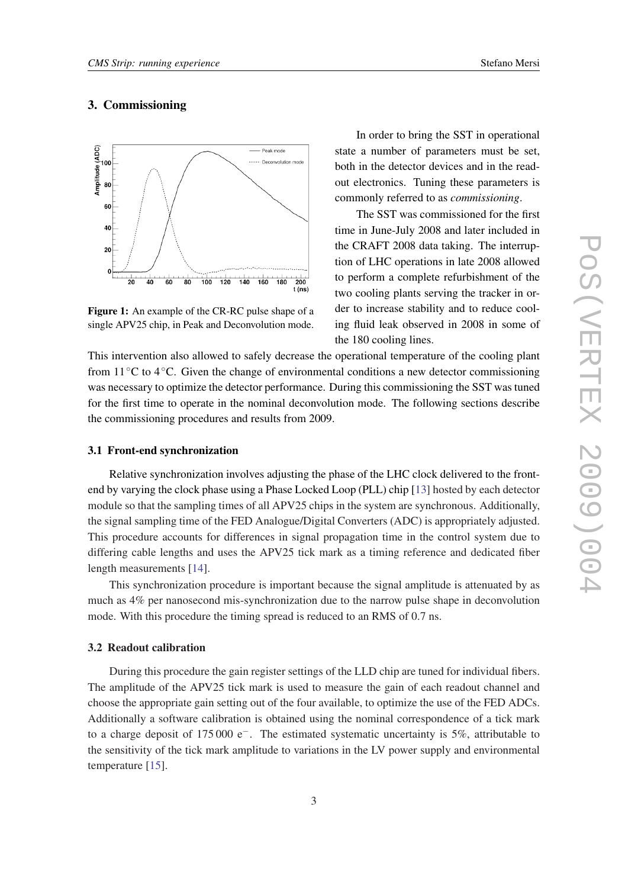## 3. Commissioning

In order to bring the SST in operational state a number of parameters must be set, both in the detector devices and in the readout electronics. Tuning these parameters is commonly referred to as *commissioning*.

The SST was commissioned for the first time in June-July 2008 and later included in the CRAFT 2008 data taking. The interruption of LHC operations in late 2008 allowed to perform a complete refurbishment of the two cooling plants serving the tracker in order to increase stability and to reduce cooling fluid leak observed in 2008 in some of the 180 cooling lines.

**Figure 1:** An example of the CR-RC pulse shape of a single APV25 chip, in Peak and Deconvolution mode.

This intervention also allowed to safely decrease the operational temperature of the cooling plant from 11 °C to 4 °C. Given the change of environmental conditions a new detector commissioning was necessary to optimize the detector performance. During this commissioning the SST was tuned for the first time to operate in the nominal deconvolution mode. The following sections describe the commissioning procedures and results from 2009.

### 3.1 Front-end synchronization

Relative synchronization involves adjusting the phase of the LHC clock delivered to the front-end by varying the clock phase using a Phase Locked Loop (PLL) chip [13] hosted by each detector module so that the sampling times of all APV25 chips in the system are synchronous. Additionally, the signal sampling time of the FED Analogue/Digital Converters (ADC) is appropriately adjusted. This procedure accounts for differences in signal propagation time in the control system due to differing cable lengths and uses the APV25 tick mark as a timing reference and dedicated fiber length measurements [14].

This synchronization procedure is important because the signal amplitude is attenuated by as much as 4% per nanosecond mis-synchronization due to the narrow pulse shape in deconvolution mode. With this procedure the timing spread is reduced to an RMS of 0.7 ns.

### 3.2 Readout calibration

During this procedure the gain register settings of the LLD chip are tuned for individual fibers. The amplitude of the APV25 tick mark is used to measure the gain of each readout channel and choose the appropriate gain setting out of the four available, to optimize the use of the FED ADCs. Additionally a software calibration is obtained using the nominal correspondence of a tick mark to a charge deposit of 175 000 $e^-$. The estimated systematic uncertainty is 5%, attributable to the sensitivity of the tick mark amplitude to variations in the LV power supply and environmental temperature [15].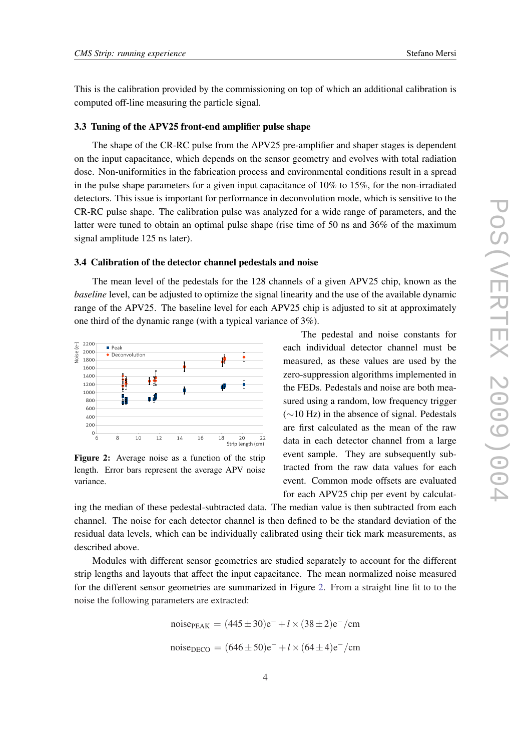This is the calibration provided by the commissioning on top of which an additional calibration is computed off-line measuring the particle signal.

### 3.3 Tuning of the APV25 front-end amplifier pulse shape

The shape of the CR-RC pulse from the APV25 pre-amplifier and shaper stages is dependent on the input capacitance, which depends on the sensor geometry and evolves with total radiation dose. Non-uniformities in the fabrication process and environmental conditions result in a spread in the pulse shape parameters for a given input capacitance of 10% to 15%, for the non-irradiated detectors. This issue is important for performance in deconvolution mode, which is sensitive to the CR-RC pulse shape. The calibration pulse was analyzed for a wide range of parameters, and the latter were tuned to obtain an optimal pulse shape (rise time of 50 ns and 36% of the maximum signal amplitude 125 ns later).

### 3.4 Calibration of the detector channel pedestals and noise

The mean level of the pedestals for the 128 channels of a given APV25 chip, known as the *baseline* level, can be adjusted to optimize the signal linearity and the use of the available dynamic range of the APV25. The baseline level for each APV25 chip is adjusted to sit at approximately one third of the dynamic range (with a typical variance of 3%).

**Figure 2:** Average noise as a function of the strip length. Error bars represent the average APV noise variance.

The pedestal and noise constants for each individual detector channel must be measured, as these values are used by the zero-suppression algorithms implemented in the FEDs. Pedestals and noise are both measured using a random, low frequency trigger ($\sim$10 Hz) in the absence of signal. Pedestals are first calculated as the mean of the raw data in each detector channel from a large event sample. They are subsequently subtracted from the raw data values for each event. Common mode offsets are evaluated for each APV25 chip per event by calculating the median of these pedestal-subtracted data. The median value is then subtracted from each channel. The noise for each detector channel is then defined to be the standard deviation of the residual data levels, which can be individually calibrated using their tick mark measurements, as described above.

Modules with different sensor geometries are studied separately to account for the different strip lengths and layouts that affect the input capacitance. The mean normalized noise measured for the different sensor geometries are summarized in Figure 2. From a straight line fit to to the noise the following parameters are extracted:

$$\text{noise}_{\text{PEAK}} = (445 \pm 30)\text{e}^{-} + l \times (38 \pm 2)\text{e}^{-}/\text{cm}$$

$$\text{noise}_{\text{DECO}} = (646 \pm 50)\text{e}^{-} + l \times (64 \pm 4)\text{e}^{-}/\text{cm}$$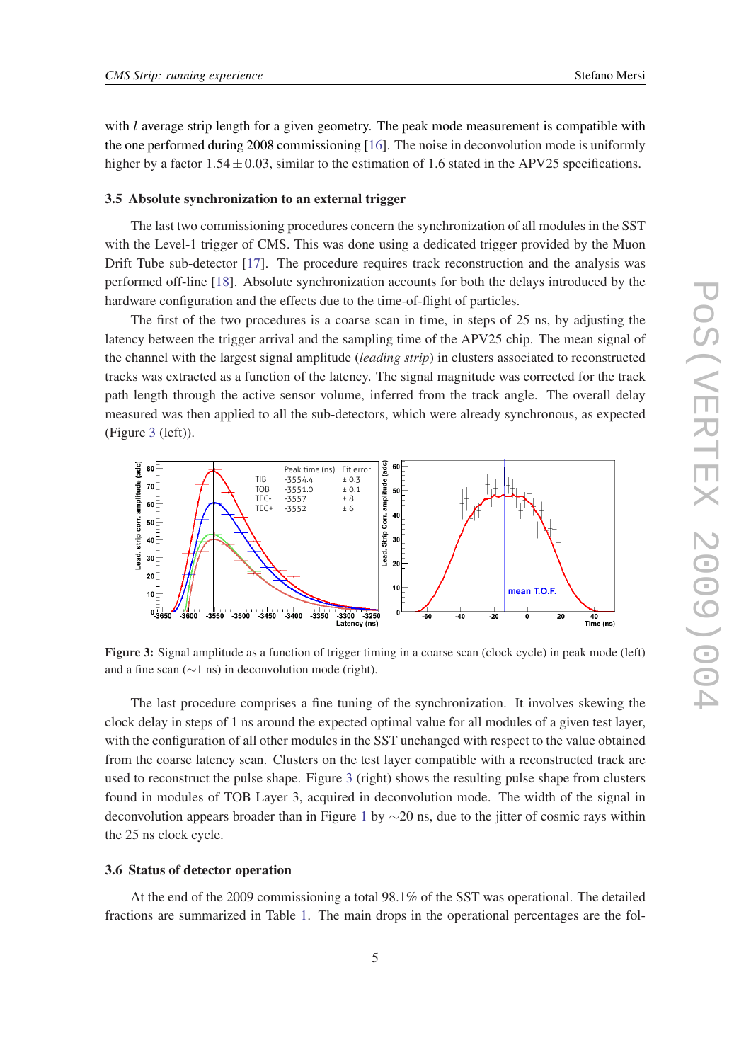with $l$ average strip length for a given geometry. The peak mode measurement is compatible with the one performed during 2008 commissioning [16]. The noise in deconvolution mode is uniformly higher by a factor $1.54 \pm 0.03$, similar to the estimation of 1.6 stated in the APV25 specifications.

### 3.5 Absolute synchronization to an external trigger

The last two commissioning procedures concern the synchronization of all modules in the SST with the Level-1 trigger of CMS. This was done using a dedicated trigger provided by the Muon Drift Tube sub-detector [17]. The procedure requires track reconstruction and the analysis was performed off-line [18]. Absolute synchronization accounts for both the delays introduced by the hardware configuration and the effects due to the time-of-flight of particles.

The first of the two procedures is a coarse scan in time, in steps of 25 ns, by adjusting the latency between the trigger arrival and the sampling time of the APV25 chip. The mean signal of the channel with the largest signal amplitude (*leading strip*) in clusters associated to reconstructed tracks was extracted as a function of the latency. The signal magnitude was corrected for the track path length through the active sensor volume, inferred from the track angle. The overall delay measured was then applied to all the sub-detectors, which were already synchronous, as expected (Figure 3 (left)).

Figure 3: Signal amplitude as a function of trigger timing in a coarse scan (clock cycle) in peak mode (left) and a fine scan ($\sim$1 ns) in deconvolution mode (right).

The last procedure comprises a fine tuning of the synchronization. It involves skewing the clock delay in steps of 1 ns around the expected optimal value for all modules of a given test layer, with the configuration of all other modules in the SST unchanged with respect to the value obtained from the coarse latency scan. Clusters on the test layer compatible with a reconstructed track are used to reconstruct the pulse shape. Figure 3 (right) shows the resulting pulse shape from clusters found in modules of TOB Layer 3, acquired in deconvolution mode. The width of the signal in deconvolution appears broader than in Figure 1 by $\sim$20 ns, due to the jitter of cosmic rays within the 25 ns clock cycle.

### 3.6 Status of detector operation

At the end of the 2009 commissioning a total 98.1% of the SST was operational. The detailed fractions are summarized in Table 1. The main drops in the operational percentages are the fol-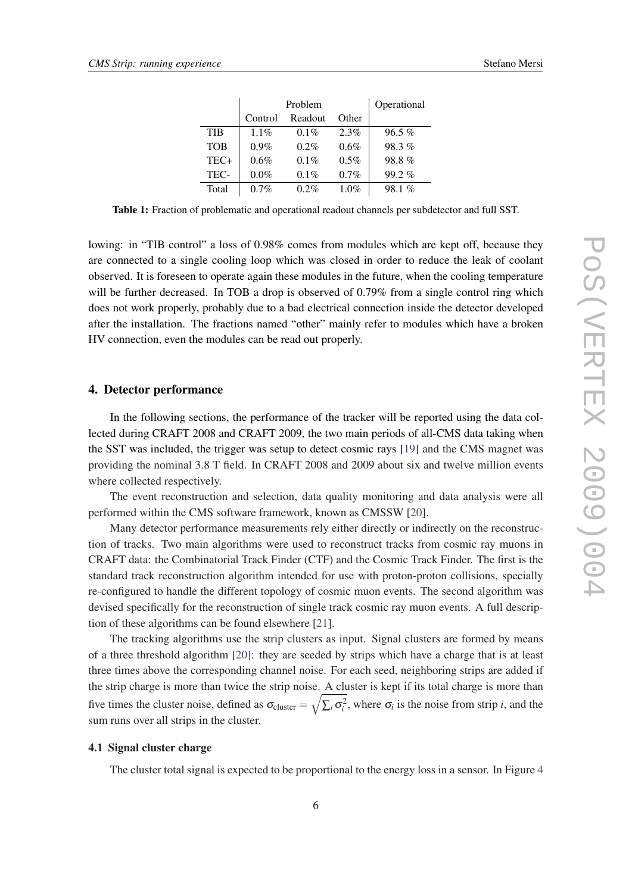| | Problem | | | Operational |
|---|---|---|---|---|
| | Control | Readout | Other | |
| TIB | 1.1% | 0.1% | 2.3% | 96.5 % |
| TOB | 0.9% | 0.2% | 0.6% | 98.3 % |
| TEC+ | 0.6% | 0.1% | 0.5% | 98.8 % |
| TEC- | 0.0% | 0.1% | 0.7% | 99.2 % |
| Total | 0.7% | 0.2% | 1.0% | 98.1 % |

**Table 1:** Fraction of problematic and operational readout channels per subdetector and full SST.

lowing: in "TIB control" a loss of 0.98% comes from modules which are kept off, because they are connected to a single cooling loop which was closed in order to reduce the leak of coolant observed. It is foreseen to operate again these modules in the future, when the cooling temperature will be further decreased. In TOB a drop is observed of 0.79% from a single control ring which does not work properly, probably due to a bad electrical connection inside the detector developed after the installation. The fractions named "other" mainly refer to modules which have a broken HV connection, even the modules can be read out properly.

## 4. Detector performance

In the following sections, the performance of the tracker will be reported using the data collected during CRAFT 2008 and CRAFT 2009, the two main periods of all-CMS data taking when the SST was included, the trigger was setup to detect cosmic rays [19] and the CMS magnet was providing the nominal 3.8 T field. In CRAFT 2008 and 2009 about six and twelve million events where collected respectively.

The event reconstruction and selection, data quality monitoring and data analysis were all performed within the CMS software framework, known as CMSSW [20].

Many detector performance measurements rely either directly or indirectly on the reconstruction of tracks. Two main algorithms were used to reconstruct tracks from cosmic ray muons in CRAFT data: the Combinatorial Track Finder (CTF) and the Cosmic Track Finder. The first is the standard track reconstruction algorithm intended for use with proton-proton collisions, specially re-configured to handle the different topology of cosmic muon events. The second algorithm was devised specifically for the reconstruction of single track cosmic ray muon events. A full description of these algorithms can be found elsewhere [21].

The tracking algorithms use the strip clusters as input. Signal clusters are formed by means of a three threshold algorithm [20]: they are seeded by strips which have a charge that is at least three times above the corresponding channel noise. For each seed, neighboring strips are added if the strip charge is more than twice the strip noise. A cluster is kept if its total charge is more than five times the cluster noise, defined as $\sigma_{\text{cluster}} = \sqrt{\sum_i \sigma_i^2}$, where $\sigma_i$ is the noise from strip $i$, and the sum runs over all strips in the cluster.

### 4.1 Signal cluster charge

The cluster total signal is expected to be proportional to the energy loss in a sensor. In Figure 4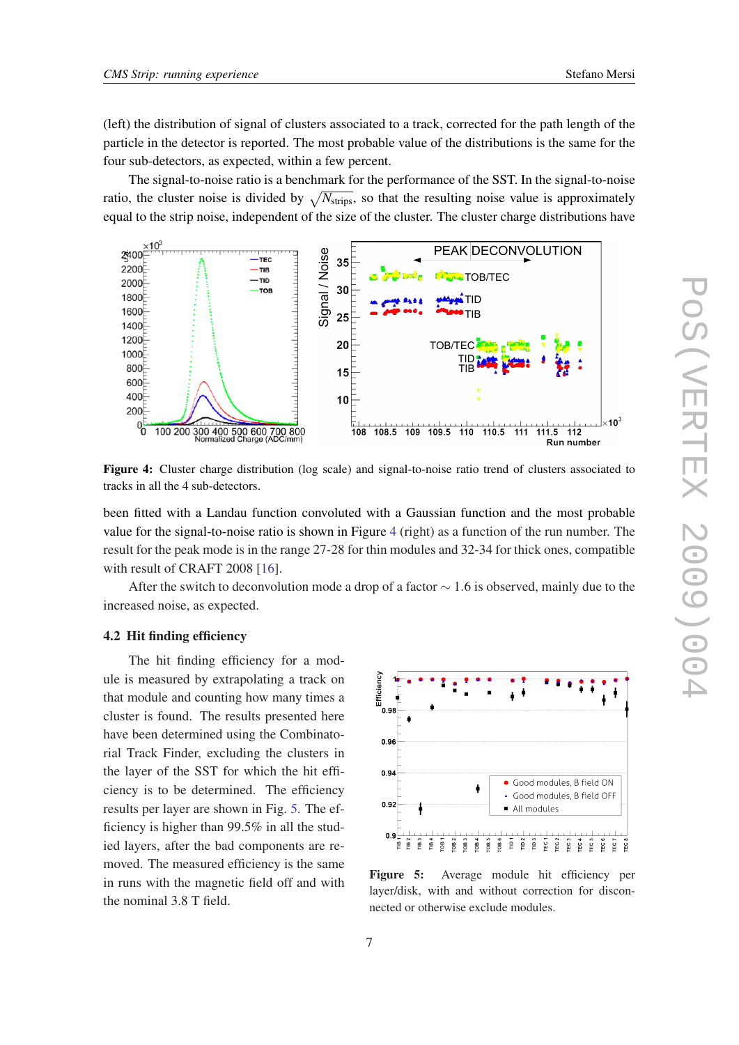(left) the distribution of signal of clusters associated to a track, corrected for the path length of the particle in the detector is reported. The most probable value of the distributions is the same for the four sub-detectors, as expected, within a few percent.

The signal-to-noise ratio is a benchmark for the performance of the SST. In the signal-to-noise ratio, the cluster noise is divided by $\sqrt{N_{\mathrm{strips}}}$, so that the resulting noise value is approximately equal to the strip noise, independent of the size of the cluster. The cluster charge distributions have

**Figure 4:** Cluster charge distribution (log scale) and signal-to-noise ratio trend of clusters associated to tracks in all the 4 sub-detectors.

been fitted with a Landau function convoluted with a Gaussian function and the most probable value for the signal-to-noise ratio is shown in Figure 4 (right) as a function of the run number. The result for the peak mode is in the range 27-28 for thin modules and 32-34 for thick ones, compatible with result of CRAFT 2008 [16].

After the switch to deconvolution mode a drop of a factor $\sim 1.6$ is observed, mainly due to the increased noise, as expected.

### 4.2 Hit finding efficiency

The hit finding efficiency for a module is measured by extrapolating a track on that module and counting how many times a cluster is found. The results presented here have been determined using the Combinatorial Track Finder, excluding the clusters in the layer of the SST for which the hit efficiency is to be determined. The efficiency results per layer are shown in Fig. 5. The efficiency is higher than 99.5% in all the studied layers, after the bad components are removed. The measured efficiency is the same in runs with the magnetic field off and with the nominal 3.8 T field.

**Figure 5:** Average module hit efficiency per layer/disk, with and without correction for disconnected or otherwise exclude modules.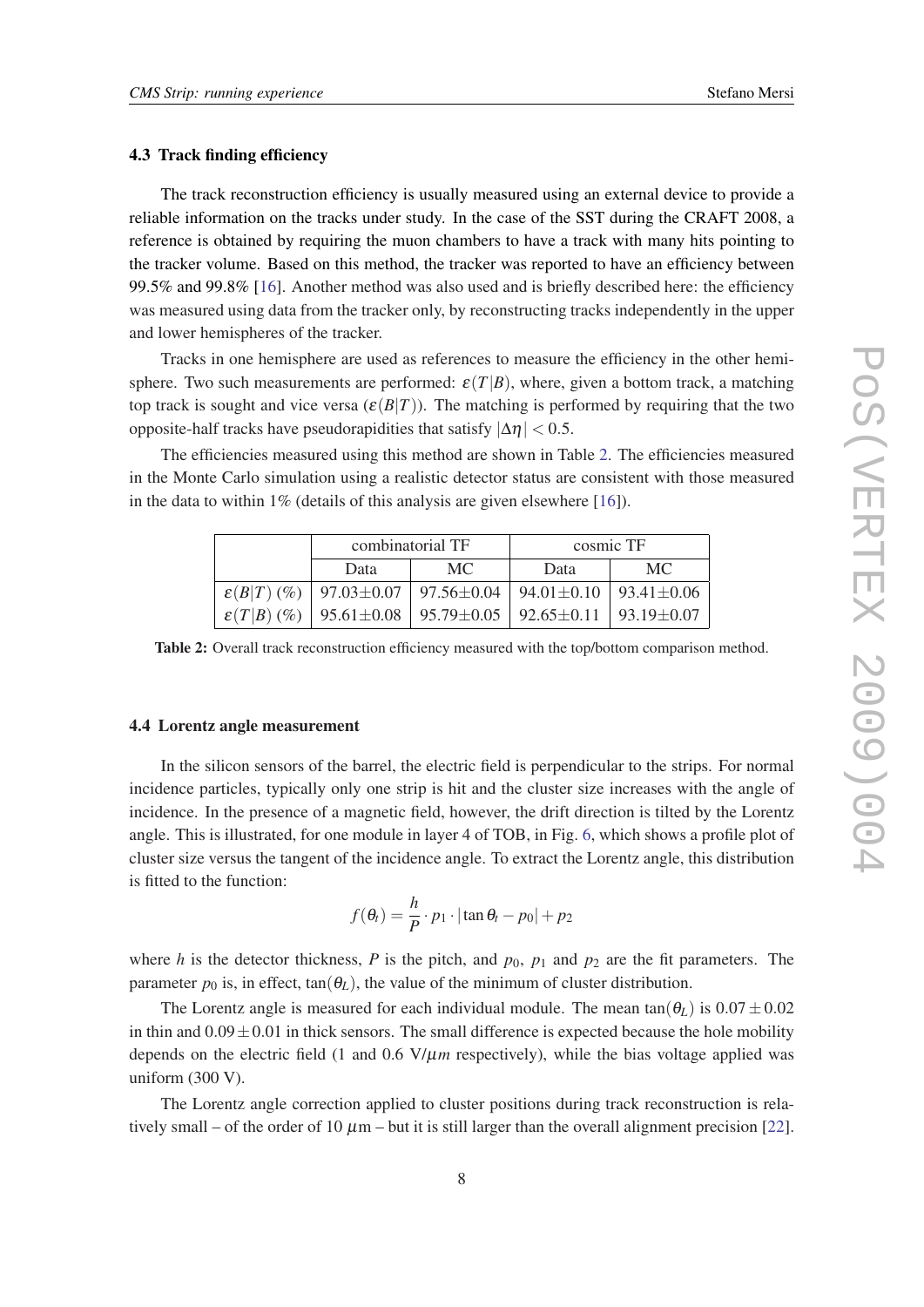### 4.3 Track finding efficiency

The track reconstruction efficiency is usually measured using an external device to provide a reliable information on the tracks under study. In the case of the SST during the CRAFT 2008, a reference is obtained by requiring the muon chambers to have a track with many hits pointing to the tracker volume. Based on this method, the tracker was reported to have an efficiency between 99.5% and 99.8% [16]. Another method was also used and is briefly described here: the efficiency was measured using data from the tracker only, by reconstructing tracks independently in the upper and lower hemispheres of the tracker.

Tracks in one hemisphere are used as references to measure the efficiency in the other hemisphere. Two such measurements are performed: $\varepsilon(T|B)$, where, given a bottom track, a matching top track is sought and vice versa ($\varepsilon(B|T)$). The matching is performed by requiring that the two opposite-half tracks have pseudorapidities that satisfy $|\Delta\eta| < 0.5$.

The efficiencies measured using this method are shown in Table 2. The efficiencies measured in the Monte Carlo simulation using a realistic detector status are consistent with those measured in the data to within 1% (details of this analysis are given elsewhere [16]).

| | combinatorial TF | | cosmic TF | |
|---|---|---|---|---|
| | Data | MC | Data | MC |
| $\varepsilon(B\|T)$ (%) | 97.03±0.07 | 97.56±0.04 | 94.01±0.10 | 93.41±0.06 |
| $\varepsilon(T\|B)$ (%) | 95.61±0.08 | 95.79±0.05 | 92.65±0.11 | 93.19±0.07 |

**Table 2:** Overall track reconstruction efficiency measured with the top/bottom comparison method.

### 4.4 Lorentz angle measurement

In the silicon sensors of the barrel, the electric field is perpendicular to the strips. For normal incidence particles, typically only one strip is hit and the cluster size increases with the angle of incidence. In the presence of a magnetic field, however, the drift direction is tilted by the Lorentz angle. This is illustrated, for one module in layer 4 of TOB, in Fig. 6, which shows a profile plot of cluster size versus the tangent of the incidence angle. To extract the Lorentz angle, this distribution is fitted to the function:

$$f(\theta_t) = \frac{h}{P} \cdot p_1 \cdot |\tan\theta_t - p_0| + p_2$$

where $h$ is the detector thickness, $P$ is the pitch, and $p_0$, $p_1$ and $p_2$ are the fit parameters. The parameter $p_0$ is, in effect, $\tan(\theta_L)$, the value of the minimum of cluster distribution.

The Lorentz angle is measured for each individual module. The mean $\tan(\theta_L)$ is $0.07 \pm 0.02$ in thin and $0.09 \pm 0.01$ in thick sensors. The small difference is expected because the hole mobility depends on the electric field (1 and 0.6 V/$\mu m$ respectively), while the bias voltage applied was uniform (300 V).

The Lorentz angle correction applied to cluster positions during track reconstruction is relatively small – of the order of 10 $\mu$m – but it is still larger than the overall alignment precision [22].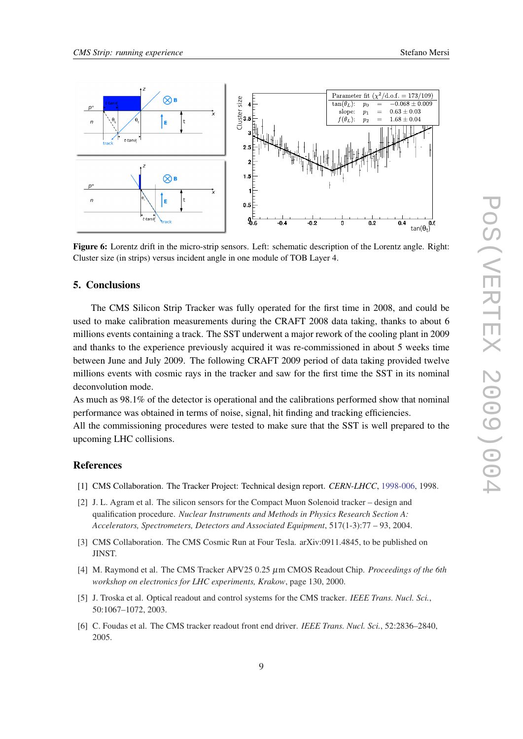**Figure 6:** Lorentz drift in the micro-strip sensors. Left: schematic description of the Lorentz angle. Right: Cluster size (in strips) versus incident angle in one module of TOB Layer 4.

## 5. Conclusions

The CMS Silicon Strip Tracker was fully operated for the first time in 2008, and could be used to make calibration measurements during the CRAFT 2008 data taking, thanks to about 6 millions events containing a track. The SST underwent a major rework of the cooling plant in 2009 and thanks to the experience previously acquired it was re-commissioned in about 5 weeks time between June and July 2009. The following CRAFT 2009 period of data taking provided twelve millions events with cosmic rays in the tracker and saw for the first time the SST in its nominal deconvolution mode.

As much as 98.1% of the detector is operational and the calibrations performed show that nominal performance was obtained in terms of noise, signal, hit finding and tracking efficiencies.

All the commissioning procedures were tested to make sure that the SST is well prepared to the upcoming LHC collisions.

## References

[1] CMS Collaboration. The Tracker Project: Technical design report. *CERN-LHCC*, 1998-006, 1998.

[2] J. L. Agram et al. The silicon sensors for the Compact Muon Solenoid tracker – design and qualification procedure. *Nuclear Instruments and Methods in Physics Research Section A: Accelerators, Spectrometers, Detectors and Associated Equipment*, 517(1-3):77 – 93, 2004.

[3] CMS Collaboration. The CMS Cosmic Run at Four Tesla. arXiv:0911.4845, to be published on JINST.

[4] M. Raymond et al. The CMS Tracker APV25 0.25 $\mu$m CMOS Readout Chip. *Proceedings of the 6th workshop on electronics for LHC experiments, Krakow*, page 130, 2000.

[5] J. Troska et al. Optical readout and control systems for the CMS tracker. *IEEE Trans. Nucl. Sci.*, 50:1067–1072, 2003.

[6] C. Foudas et al. The CMS tracker readout front end driver. *IEEE Trans. Nucl. Sci.*, 52:2836–2840, 2005.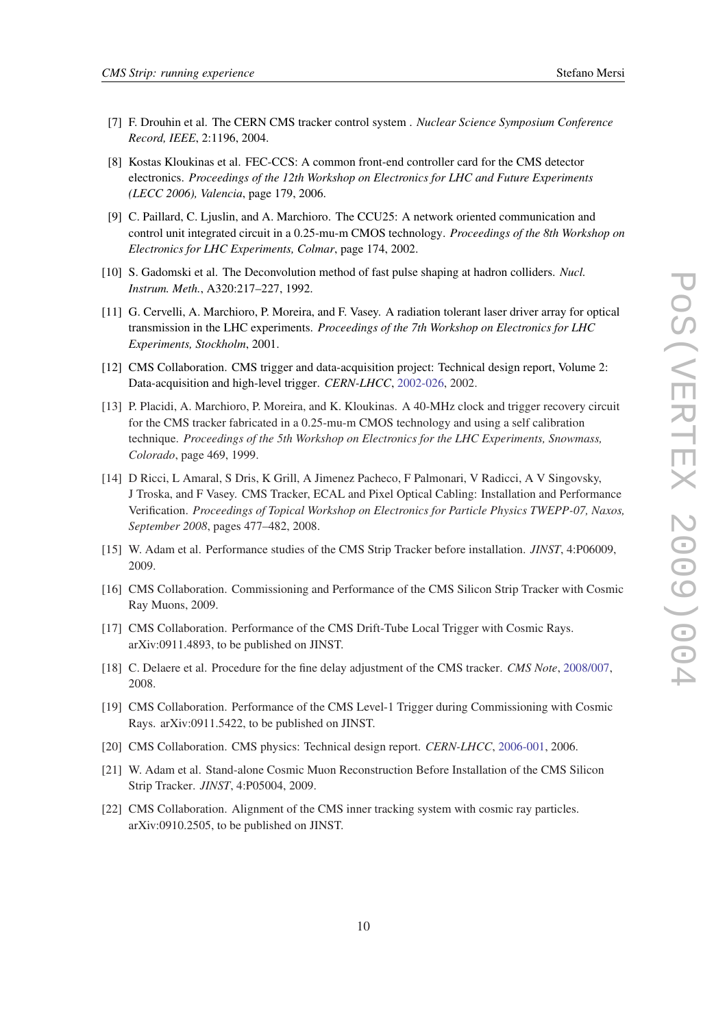[7] F. Drouhin et al. The CERN CMS tracker control system . *Nuclear Science Symposium Conference Record, IEEE*, 2:1196, 2004.

[8] Kostas Kloukinas et al. FEC-CCS: A common front-end controller card for the CMS detector electronics. *Proceedings of the 12th Workshop on Electronics for LHC and Future Experiments (LECC 2006), Valencia*, page 179, 2006.

[9] C. Paillard, C. Ljuslin, and A. Marchioro. The CCU25: A network oriented communication and control unit integrated circuit in a 0.25-mu-m CMOS technology. *Proceedings of the 8th Workshop on Electronics for LHC Experiments, Colmar*, page 174, 2002.

[10] S. Gadomski et al. The Deconvolution method of fast pulse shaping at hadron colliders. *Nucl. Instrum. Meth.*, A320:217–227, 1992.

[11] G. Cervelli, A. Marchioro, P. Moreira, and F. Vasey. A radiation tolerant laser driver array for optical transmission in the LHC experiments. *Proceedings of the 7th Workshop on Electronics for LHC Experiments, Stockholm*, 2001.

[12] CMS Collaboration. CMS trigger and data-acquisition project: Technical design report, Volume 2: Data-acquisition and high-level trigger. *CERN-LHCC*, 2002-026, 2002.

[13] P. Placidi, A. Marchioro, P. Moreira, and K. Kloukinas. A 40-MHz clock and trigger recovery circuit for the CMS tracker fabricated in a 0.25-mu-m CMOS technology and using a self calibration technique. *Proceedings of the 5th Workshop on Electronics for the LHC Experiments, Snowmass, Colorado*, page 469, 1999.

[14] D Ricci, L Amaral, S Dris, K Grill, A Jimenez Pacheco, F Palmonari, V Radicci, A V Singovsky, J Troska, and F Vasey. CMS Tracker, ECAL and Pixel Optical Cabling: Installation and Performance Verification. *Proceedings of Topical Workshop on Electronics for Particle Physics TWEPP-07, Naxos, September 2008*, pages 477–482, 2008.

[15] W. Adam et al. Performance studies of the CMS Strip Tracker before installation. *JINST*, 4:P06009, 2009.

[16] CMS Collaboration. Commissioning and Performance of the CMS Silicon Strip Tracker with Cosmic Ray Muons, 2009.

[17] CMS Collaboration. Performance of the CMS Drift-Tube Local Trigger with Cosmic Rays. arXiv:0911.4893, to be published on JINST.

[18] C. Delaere et al. Procedure for the fine delay adjustment of the CMS tracker. *CMS Note*, 2008/007, 2008.

[19] CMS Collaboration. Performance of the CMS Level-1 Trigger during Commissioning with Cosmic Rays. arXiv:0911.5422, to be published on JINST.

[20] CMS Collaboration. CMS physics: Technical design report. *CERN-LHCC*, 2006-001, 2006.

[21] W. Adam et al. Stand-alone Cosmic Muon Reconstruction Before Installation of the CMS Silicon Strip Tracker. *JINST*, 4:P05004, 2009.

[22] CMS Collaboration. Alignment of the CMS inner tracking system with cosmic ray particles. arXiv:0910.2505, to be published on JINST.